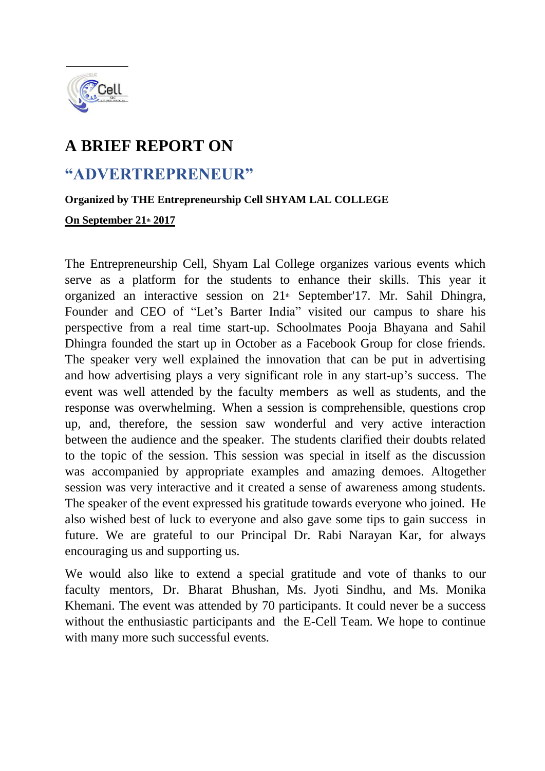# A BRIEF REPORT ON

## "ADVERTREPRENEUR"

**Organized by THE Entrepreneurship Cell SHYAM LAL COLLEGE**

**On September 21th 2017**

The Entrepreneurship Cell, Shyam Lal College organizes various events which serve as a platform for the students to enhance their skills. This year it organized an interactive session on 21th September'17. Mr. Sahil Dhingra, Founder and CEO of "Let's Barter India" visited our campus to share his perspective from a real time start-up. Schoolmates Pooja Bhayana and Sahil Dhingra founded the start up in October as a Facebook Group for close friends. The speaker very well explained the innovation that can be put in advertising and how advertising plays a very significant role in any start-up's success. The event was well attended by the faculty members as well as students, and the response was overwhelming. When a session is comprehensible, questions crop up, and, therefore, the session saw wonderful and very active interaction between the audience and the speaker. The students clarified their doubts related to the topic of the session. This session was special in itself as the discussion was accompanied by appropriate examples and amazing demoes. Altogether session was very interactive and it created a sense of awareness among students. The speaker of the event expressed his gratitude towards everyone who joined. He also wished best of luck to everyone and also gave some tips to gain success in future. We are grateful to our Principal Dr. Rabi Narayan Kar, for always encouraging us and supporting us.

We would also like to extend a special gratitude and vote of thanks to our faculty mentors, Dr. Bharat Bhushan, Ms. Jyoti Sindhu, and Ms. Monika Khemani. The event was attended by 70 participants. It could never be a success without the enthusiastic participants and the E-Cell Team. We hope to continue with many more such successful events.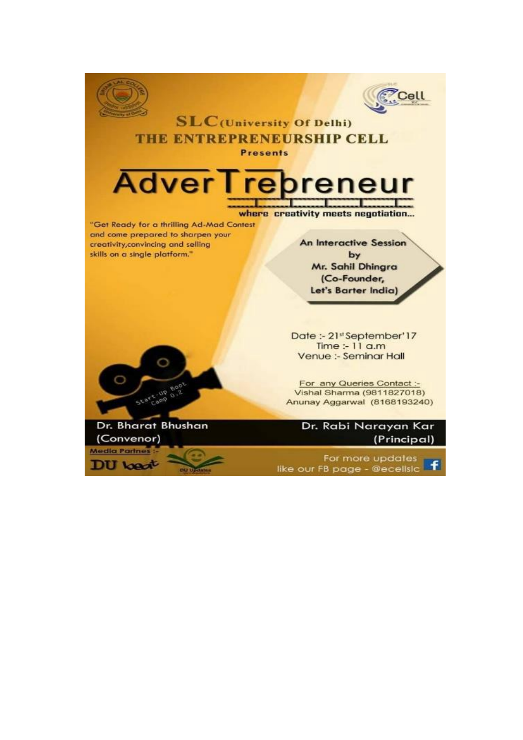# SLC (University Of Delhi)

## THE ENTREPRENEURSHIP CELL

**Presents**

# AdverTrepreneur

**where creativity meets negotiation...**

"Get Ready for a thrilling Ad-Mad Contest and come prepared to sharpen your creativity,convincing and selling skills on a single platform."

**An Interactive Session by Mr. Sahil Dhingra (Co-Founder, Let's Barter India)**

Date :- 21st September'17
Time :- 11 a.m
Venue :- Seminar Hall

For any Queries Contact :-
Vishal Sharma (9811827018)
Anunay Aggarwal (8168193240)

Start-Up Boot Camp 0.2

Dr. Bharat Bhushan (Convenor)

Dr. Rabi Narayan Kar (Principal)

Media Partnes :- DU beat, DU Updates

For more updates like our FB page - @ecellslc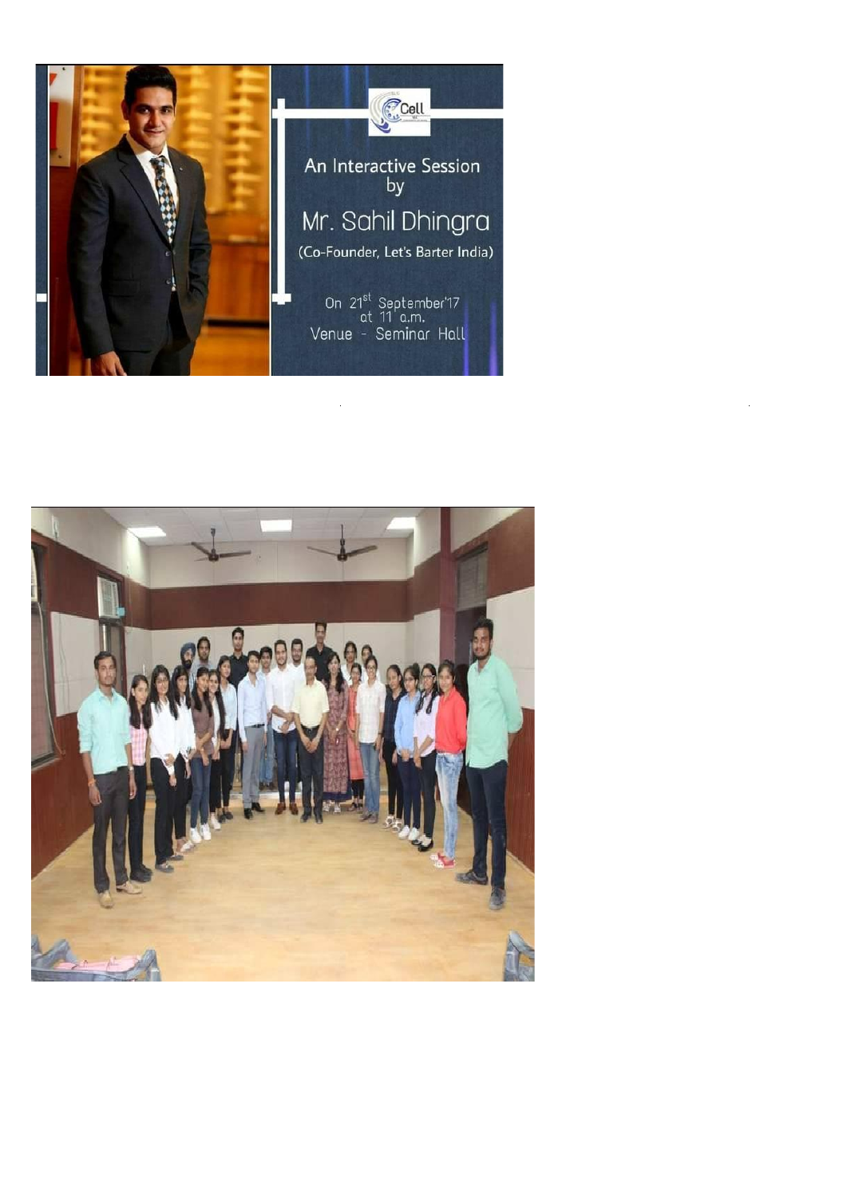An Interactive Session by

Mr. Sahil Dhingra

(Co-Founder, Let's Barter India)

On 21st September'17 at 11 a.m.

Venue - Seminar Hall